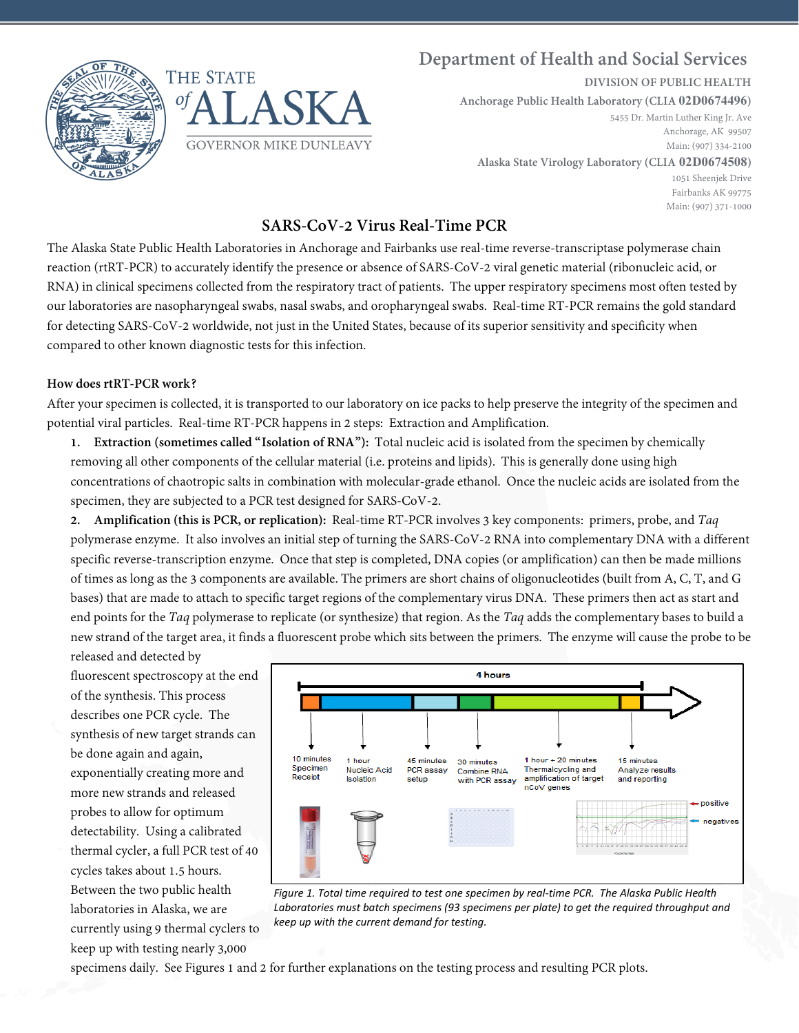Department of Health and Social Services

DIVISION OF PUBLIC HEALTH

Anchorage Public Health Laboratory (CLIA **02D0674496**)
5455 Dr. Martin Luther King Jr. Ave
Anchorage, AK 99507
Main: (907) 334-2100

Alaska State Virology Laboratory (CLIA **02D0674508**)
1051 Sheenjek Drive
Fairbanks AK 99775
Main: (907) 371-1000

THE STATE of ALASKA
GOVERNOR MIKE DUNLEAVY

# SARS-CoV-2 Virus Real-Time PCR

The Alaska State Public Health Laboratories in Anchorage and Fairbanks use real-time reverse-transcriptase polymerase chain reaction (rtRT-PCR) to accurately identify the presence or absence of SARS-CoV-2 viral genetic material (ribonucleic acid, or RNA) in clinical specimens collected from the respiratory tract of patients. The upper respiratory specimens most often tested by our laboratories are nasopharyngeal swabs, nasal swabs, and oropharyngeal swabs. Real-time RT-PCR remains the gold standard for detecting SARS-CoV-2 worldwide, not just in the United States, because of its superior sensitivity and specificity when compared to other known diagnostic tests for this infection.

**How does rtRT-PCR work?**

After your specimen is collected, it is transported to our laboratory on ice packs to help preserve the integrity of the specimen and potential viral particles. Real-time RT-PCR happens in 2 steps: Extraction and Amplification.

1. **Extraction (sometimes called "Isolation of RNA"):** Total nucleic acid is isolated from the specimen by chemically removing all other components of the cellular material (i.e. proteins and lipids). This is generally done using high concentrations of chaotropic salts in combination with molecular-grade ethanol. Once the nucleic acids are isolated from the specimen, they are subjected to a PCR test designed for SARS-CoV-2.
2. **Amplification (this is PCR, or replication):** Real-time RT-PCR involves 3 key components: primers, probe, and *Taq* polymerase enzyme. It also involves an initial step of turning the SARS-CoV-2 RNA into complementary DNA with a different specific reverse-transcription enzyme. Once that step is completed, DNA copies (or amplification) can then be made millions of times as long as the 3 components are available. The primers are short chains of oligonucleotides (built from A, C, T, and G bases) that are made to attach to specific target regions of the complementary virus DNA. These primers then act as start and end points for the *Taq* polymerase to replicate (or synthesize) that region. As the *Taq* adds the complementary bases to build a new strand of the target area, it finds a fluorescent probe which sits between the primers. The enzyme will cause the probe to be released and detected by fluorescent spectroscopy at the end of the synthesis. This process describes one PCR cycle. The synthesis of new target strands can be done again and again, exponentially creating more and more new strands and released probes to allow for optimum detectability. Using a calibrated thermal cycler, a full PCR test of 40 cycles takes about 1.5 hours. Between the two public health laboratories in Alaska, we are currently using 9 thermal cyclers to keep up with testing nearly 3,000 specimens daily. See Figures 1 and 2 for further explanations on the testing process and resulting PCR plots.

4 hours

- 10 minutes Specimen Receipt
- 1 hour Nucleic Acid Isolation
- 45 minutes PCR assay setup
- 30 minutes Combine RNA with PCR assay
- 1 hour + 20 minutes Thermalcycling and amplification of target nCoV genes
- 15 minutes Analyze results and reporting

positive
negatives

*Figure 1. Total time required to test one specimen by real-time PCR. The Alaska Public Health Laboratories must batch specimens (93 specimens per plate) to get the required throughput and keep up with the current demand for testing.*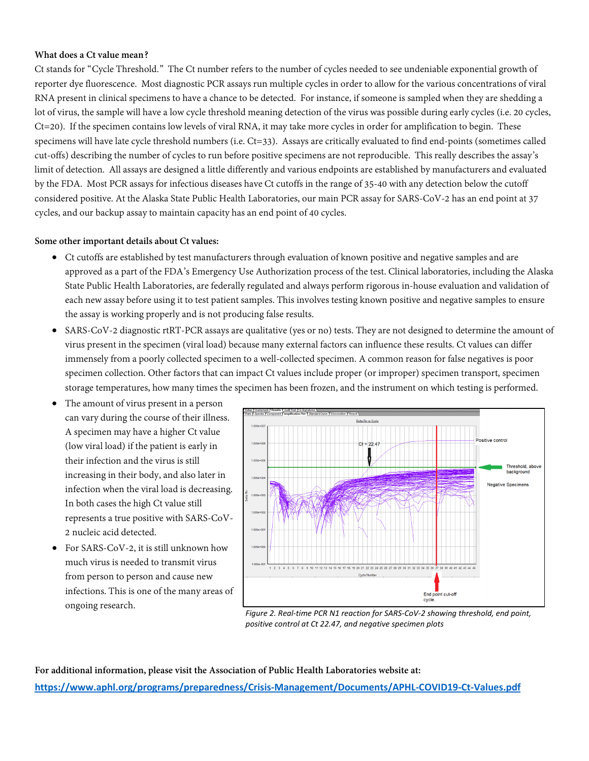**What does a Ct value mean?**

Ct stands for "Cycle Threshold." The Ct number refers to the number of cycles needed to see undeniable exponential growth of reporter dye fluorescence. Most diagnostic PCR assays run multiple cycles in order to allow for the various concentrations of viral RNA present in clinical specimens to have a chance to be detected. For instance, if someone is sampled when they are shedding a lot of virus, the sample will have a low cycle threshold meaning detection of the virus was possible during early cycles (i.e. 20 cycles, Ct=20). If the specimen contains low levels of viral RNA, it may take more cycles in order for amplification to begin. These specimens will have late cycle threshold numbers (i.e. Ct=33). Assays are critically evaluated to find end-points (sometimes called cut-offs) describing the number of cycles to run before positive specimens are not reproducible. This really describes the assay's limit of detection. All assays are designed a little differently and various endpoints are established by manufacturers and evaluated by the FDA. Most PCR assays for infectious diseases have Ct cutoffs in the range of 35-40 with any detection below the cutoff considered positive. At the Alaska State Public Health Laboratories, our main PCR assay for SARS-CoV-2 has an end point at 37 cycles, and our backup assay to maintain capacity has an end point of 40 cycles.

**Some other important details about Ct values:**

- Ct cutoffs are established by test manufacturers through evaluation of known positive and negative samples and are approved as a part of the FDA's Emergency Use Authorization process of the test. Clinical laboratories, including the Alaska State Public Health Laboratories, are federally regulated and always perform rigorous in-house evaluation and validation of each new assay before using it to test patient samples. This involves testing known positive and negative samples to ensure the assay is working properly and is not producing false results.
- SARS-CoV-2 diagnostic rtRT-PCR assays are qualitative (yes or no) tests. They are not designed to determine the amount of virus present in the specimen (viral load) because many external factors can influence these results. Ct values can differ immensely from a poorly collected specimen to a well-collected specimen. A common reason for false negatives is poor specimen collection. Other factors that can impact Ct values include proper (or improper) specimen transport, specimen storage temperatures, how many times the specimen has been frozen, and the instrument on which testing is performed.
- The amount of virus present in a person can vary during the course of their illness. A specimen may have a higher Ct value (low viral load) if the patient is early in their infection and the virus is still increasing in their body, and also later in infection when the viral load is decreasing. In both cases the high Ct value still represents a true positive with SARS-CoV-2 nucleic acid detected.
- For SARS-CoV-2, it is still unknown how much virus is needed to transmit virus from person to person and cause new infections. This is one of the many areas of ongoing research.

Delta Rn vs Cycle

Ct = 22.47

Positive control

Threshold, above background

Negative Specimens

End point cut-off cycle.

Cycle Number

*Figure 2. Real-time PCR N1 reaction for SARS-CoV-2 showing threshold, end point, positive control at Ct 22.47, and negative specimen plots*

**For additional information, please visit the Association of Public Health Laboratories website at:**

https://www.aphl.org/programs/preparedness/Crisis-Management/Documents/APHL-COVID19-Ct-Values.pdf